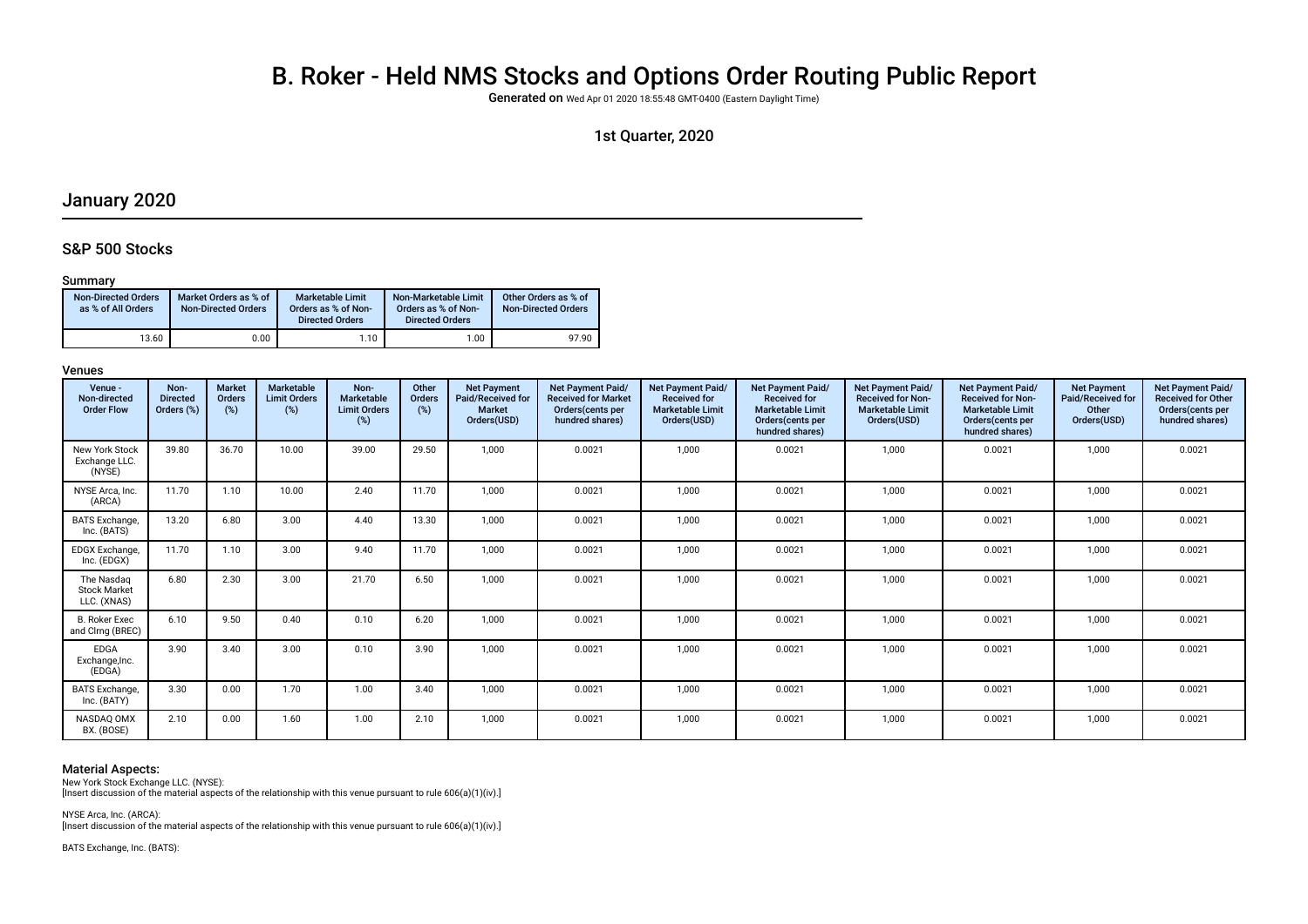# B. Roker - Held NMS Stocks and Options Order Routing Public Report

**Generated on** Wed Apr 01 2020 18:55:48 GMT-0400 (Eastern Daylight Time)

### 1st Quarter, 2020

## January 2020

### S&P 500 Stocks

#### Summary

| Non-Directed Orders as % of All Orders | Market Orders as % of Non-Directed Orders | Marketable Limit Orders as % of Non-Directed Orders | Non-Marketable Limit Orders as % of Non-Directed Orders | Other Orders as % of Non-Directed Orders |
|---|---|---|---|---|
| 13.60 | 0.00 | 1.10 | 1.00 | 97.90 |

#### Venues

| Venue - Non-directed Order Flow | Non-Directed Orders (%) | Market Orders (%) | Marketable Limit Orders (%) | Non-Marketable Limit Orders (%) | Other Orders (%) | Net Payment Paid/Received for Market Orders(USD) | Net Payment Paid/ Received for Market Orders(cents per hundred shares) | Net Payment Paid/ Received for Marketable Limit Orders(USD) | Net Payment Paid/ Received for Marketable Limit Orders(cents per hundred shares) | Net Payment Paid/ Received for Non-Marketable Limit Orders(USD) | Net Payment Paid/ Received for Non-Marketable Limit Orders(cents per hundred shares) | Net Payment Paid/Received for Other Orders(USD) | Net Payment Paid/ Received for Other Orders(cents per hundred shares) |
|---|---|---|---|---|---|---|---|---|---|---|---|---|---|
| New York Stock Exchange LLC. (NYSE) | 39.80 | 36.70 | 10.00 | 39.00 | 29.50 | 1,000 | 0.0021 | 1,000 | 0.0021 | 1,000 | 0.0021 | 1,000 | 0.0021 |
| NYSE Arca, Inc. (ARCA) | 11.70 | 1.10 | 10.00 | 2.40 | 11.70 | 1,000 | 0.0021 | 1,000 | 0.0021 | 1,000 | 0.0021 | 1,000 | 0.0021 |
| BATS Exchange, Inc. (BATS) | 13.20 | 6.80 | 3.00 | 4.40 | 13.30 | 1,000 | 0.0021 | 1,000 | 0.0021 | 1,000 | 0.0021 | 1,000 | 0.0021 |
| EDGX Exchange, Inc. (EDGX) | 11.70 | 1.10 | 3.00 | 9.40 | 11.70 | 1,000 | 0.0021 | 1,000 | 0.0021 | 1,000 | 0.0021 | 1,000 | 0.0021 |
| The Nasdaq Stock Market LLC. (XNAS) | 6.80 | 2.30 | 3.00 | 21.70 | 6.50 | 1,000 | 0.0021 | 1,000 | 0.0021 | 1,000 | 0.0021 | 1,000 | 0.0021 |
| B. Roker Exec and Clrng (BREC) | 6.10 | 9.50 | 0.40 | 0.10 | 6.20 | 1,000 | 0.0021 | 1,000 | 0.0021 | 1,000 | 0.0021 | 1,000 | 0.0021 |
| EDGA Exchange,Inc. (EDGA) | 3.90 | 3.40 | 3.00 | 0.10 | 3.90 | 1,000 | 0.0021 | 1,000 | 0.0021 | 1,000 | 0.0021 | 1,000 | 0.0021 |
| BATS Exchange, Inc. (BATY) | 3.30 | 0.00 | 1.70 | 1.00 | 3.40 | 1,000 | 0.0021 | 1,000 | 0.0021 | 1,000 | 0.0021 | 1,000 | 0.0021 |
| NASDAQ OMX BX. (BOSE) | 2.10 | 0.00 | 1.60 | 1.00 | 2.10 | 1,000 | 0.0021 | 1,000 | 0.0021 | 1,000 | 0.0021 | 1,000 | 0.0021 |

#### Material Aspects:

New York Stock Exchange LLC. (NYSE):
[Insert discussion of the material aspects of the relationship with this venue pursuant to rule 606(a)(1)(iv).]

NYSE Arca, Inc. (ARCA):
[Insert discussion of the material aspects of the relationship with this venue pursuant to rule 606(a)(1)(iv).]

BATS Exchange, Inc. (BATS):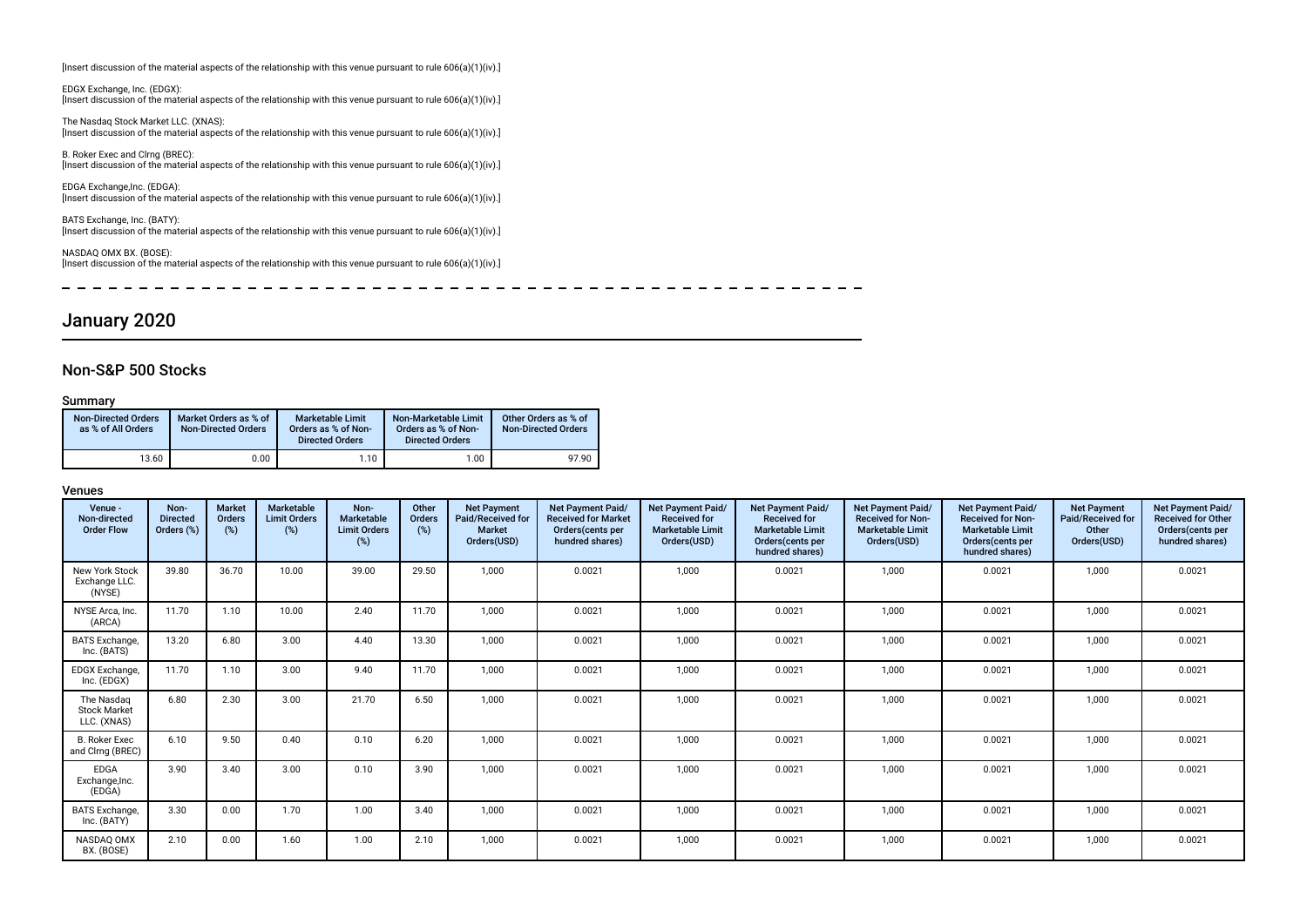[Insert discussion of the material aspects of the relationship with this venue pursuant to rule 606(a)(1)(iv).]

EDGX Exchange, Inc. (EDGX):
[Insert discussion of the material aspects of the relationship with this venue pursuant to rule 606(a)(1)(iv).]

The Nasdaq Stock Market LLC. (XNAS):
[Insert discussion of the material aspects of the relationship with this venue pursuant to rule 606(a)(1)(iv).]

B. Roker Exec and Clrng (BREC):
[Insert discussion of the material aspects of the relationship with this venue pursuant to rule 606(a)(1)(iv).]

EDGA Exchange,Inc. (EDGA):
[Insert discussion of the material aspects of the relationship with this venue pursuant to rule 606(a)(1)(iv).]

BATS Exchange, Inc. (BATY):
[Insert discussion of the material aspects of the relationship with this venue pursuant to rule 606(a)(1)(iv).]

NASDAQ OMX BX. (BOSE):
[Insert discussion of the material aspects of the relationship with this venue pursuant to rule 606(a)(1)(iv).]

# January 2020

## Non-S&P 500 Stocks

### Summary

| Non-Directed Orders as % of All Orders | Market Orders as % of Non-Directed Orders | Marketable Limit Orders as % of Non-Directed Orders | Non-Marketable Limit Orders as % of Non-Directed Orders | Other Orders as % of Non-Directed Orders |
|---|---|---|---|---|
| 13.60 | 0.00 | 1.10 | 1.00 | 97.90 |

### Venues

| Venue - Non-directed Order Flow | Non-Directed Orders (%) | Market Orders (%) | Marketable Limit Orders (%) | Non-Marketable Limit Orders (%) | Other Orders (%) | Net Payment Paid/Received for Market Orders(USD) | Net Payment Paid/ Received for Market Orders(cents per hundred shares) | Net Payment Paid/ Received for Marketable Limit Orders(USD) | Net Payment Paid/ Received for Marketable Limit Orders(cents per hundred shares) | Net Payment Paid/ Received for Non-Marketable Limit Orders(USD) | Net Payment Paid/ Received for Non-Marketable Limit Orders(cents per hundred shares) | Net Payment Paid/Received for Other Orders(USD) | Net Payment Paid/ Received for Other Orders(cents per hundred shares) |
|---|---|---|---|---|---|---|---|---|---|---|---|---|---|
| New York Stock Exchange LLC. (NYSE) | 39.80 | 36.70 | 10.00 | 39.00 | 29.50 | 1,000 | 0.0021 | 1,000 | 0.0021 | 1,000 | 0.0021 | 1,000 | 0.0021 |
| NYSE Arca, Inc. (ARCA) | 11.70 | 1.10 | 10.00 | 2.40 | 11.70 | 1,000 | 0.0021 | 1,000 | 0.0021 | 1,000 | 0.0021 | 1,000 | 0.0021 |
| BATS Exchange, Inc. (BATS) | 13.20 | 6.80 | 3.00 | 4.40 | 13.30 | 1,000 | 0.0021 | 1,000 | 0.0021 | 1,000 | 0.0021 | 1,000 | 0.0021 |
| EDGX Exchange, Inc. (EDGX) | 11.70 | 1.10 | 3.00 | 9.40 | 11.70 | 1,000 | 0.0021 | 1,000 | 0.0021 | 1,000 | 0.0021 | 1,000 | 0.0021 |
| The Nasdaq Stock Market LLC. (XNAS) | 6.80 | 2.30 | 3.00 | 21.70 | 6.50 | 1,000 | 0.0021 | 1,000 | 0.0021 | 1,000 | 0.0021 | 1,000 | 0.0021 |
| B. Roker Exec and Clrng (BREC) | 6.10 | 9.50 | 0.40 | 0.10 | 6.20 | 1,000 | 0.0021 | 1,000 | 0.0021 | 1,000 | 0.0021 | 1,000 | 0.0021 |
| EDGA Exchange,Inc. (EDGA) | 3.90 | 3.40 | 3.00 | 0.10 | 3.90 | 1,000 | 0.0021 | 1,000 | 0.0021 | 1,000 | 0.0021 | 1,000 | 0.0021 |
| BATS Exchange, Inc. (BATY) | 3.30 | 0.00 | 1.70 | 1.00 | 3.40 | 1,000 | 0.0021 | 1,000 | 0.0021 | 1,000 | 0.0021 | 1,000 | 0.0021 |
| NASDAQ OMX BX. (BOSE) | 2.10 | 0.00 | 1.60 | 1.00 | 2.10 | 1,000 | 0.0021 | 1,000 | 0.0021 | 1,000 | 0.0021 | 1,000 | 0.0021 |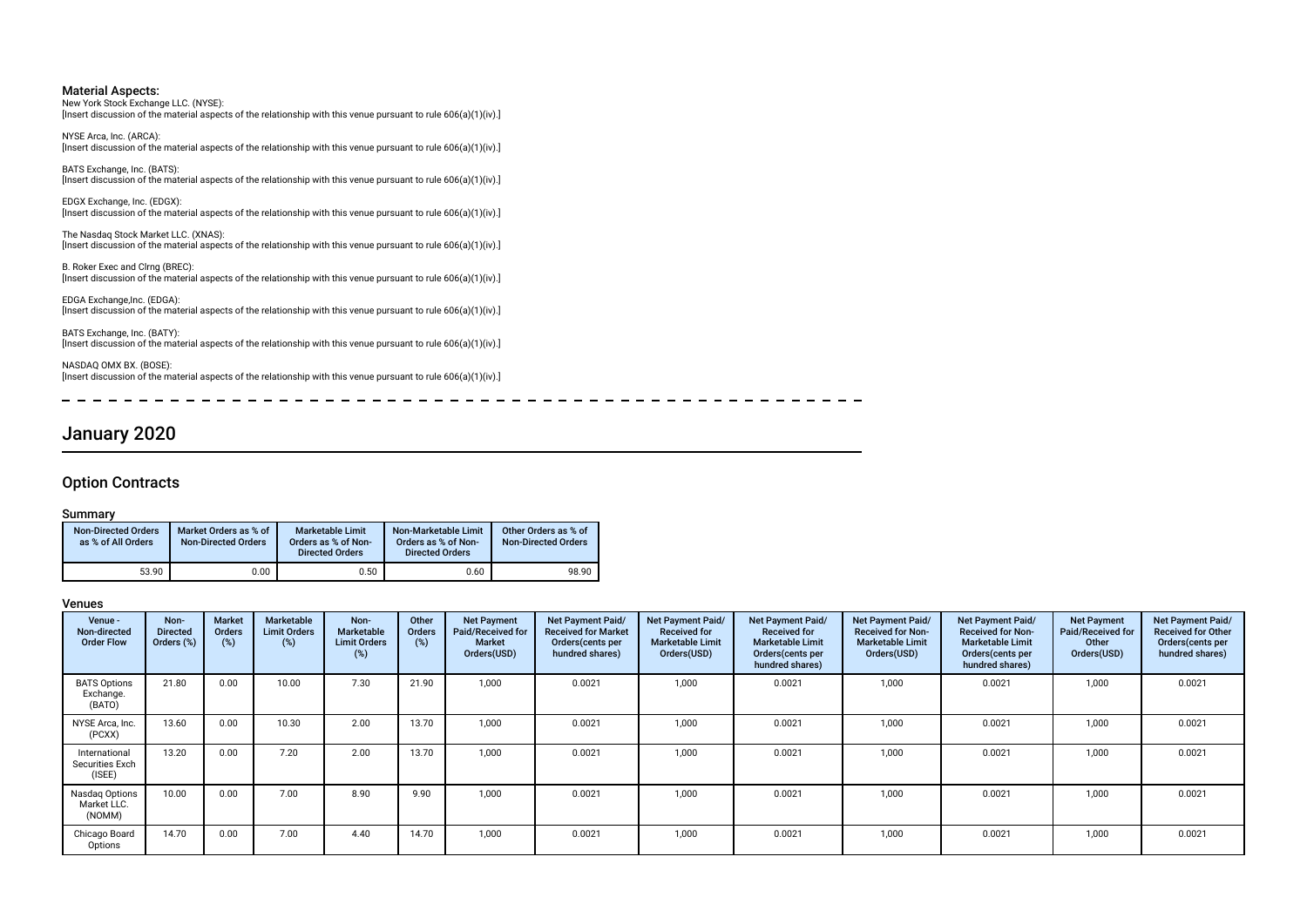**Material Aspects:**

New York Stock Exchange LLC. (NYSE):
[Insert discussion of the material aspects of the relationship with this venue pursuant to rule 606(a)(1)(iv).]

NYSE Arca, Inc. (ARCA):
[Insert discussion of the material aspects of the relationship with this venue pursuant to rule 606(a)(1)(iv).]

BATS Exchange, Inc. (BATS):
[Insert discussion of the material aspects of the relationship with this venue pursuant to rule 606(a)(1)(iv).]

EDGX Exchange, Inc. (EDGX):
[Insert discussion of the material aspects of the relationship with this venue pursuant to rule 606(a)(1)(iv).]

The Nasdaq Stock Market LLC. (XNAS):
[Insert discussion of the material aspects of the relationship with this venue pursuant to rule 606(a)(1)(iv).]

B. Roker Exec and Clrng (BREC):
[Insert discussion of the material aspects of the relationship with this venue pursuant to rule 606(a)(1)(iv).]

EDGA Exchange,Inc. (EDGA):
[Insert discussion of the material aspects of the relationship with this venue pursuant to rule 606(a)(1)(iv).]

BATS Exchange, Inc. (BATY):
[Insert discussion of the material aspects of the relationship with this venue pursuant to rule 606(a)(1)(iv).]

NASDAQ OMX BX. (BOSE):
[Insert discussion of the material aspects of the relationship with this venue pursuant to rule 606(a)(1)(iv).]

# January 2020

## Option Contracts

### Summary

| Non-Directed Orders as % of All Orders | Market Orders as % of Non-Directed Orders | Marketable Limit Orders as % of Non-Directed Orders | Non-Marketable Limit Orders as % of Non-Directed Orders | Other Orders as % of Non-Directed Orders |
|---|---|---|---|---|
| 53.90 | 0.00 | 0.50 | 0.60 | 98.90 |

### Venues

| Venue - Non-directed Order Flow | Non-Directed Orders (%) | Market Orders (%) | Marketable Limit Orders (%) | Non-Marketable Limit Orders (%) | Other Orders (%) | Net Payment Paid/Received for Market Orders(USD) | Net Payment Paid/Received for Market Orders(cents per hundred shares) | Net Payment Paid/Received for Marketable Limit Orders(USD) | Net Payment Paid/Received for Marketable Limit Orders(cents per hundred shares) | Net Payment Paid/Received for Non-Marketable Limit Orders(USD) | Net Payment Paid/Received for Non-Marketable Limit Orders(cents per hundred shares) | Net Payment Paid/Received for Other Orders(USD) | Net Payment Paid/Received for Other Orders(cents per hundred shares) |
|---|---|---|---|---|---|---|---|---|---|---|---|---|---|
| BATS Options Exchange. (BATO) | 21.80 | 0.00 | 10.00 | 7.30 | 21.90 | 1,000 | 0.0021 | 1,000 | 0.0021 | 1,000 | 0.0021 | 1,000 | 0.0021 |
| NYSE Arca, Inc. (PCXX) | 13.60 | 0.00 | 10.30 | 2.00 | 13.70 | 1,000 | 0.0021 | 1,000 | 0.0021 | 1,000 | 0.0021 | 1,000 | 0.0021 |
| International Securities Exch (ISEE) | 13.20 | 0.00 | 7.20 | 2.00 | 13.70 | 1,000 | 0.0021 | 1,000 | 0.0021 | 1,000 | 0.0021 | 1,000 | 0.0021 |
| Nasdaq Options Market LLC. (NOMM) | 10.00 | 0.00 | 7.00 | 8.90 | 9.90 | 1,000 | 0.0021 | 1,000 | 0.0021 | 1,000 | 0.0021 | 1,000 | 0.0021 |
| Chicago Board Options | 14.70 | 0.00 | 7.00 | 4.40 | 14.70 | 1,000 | 0.0021 | 1,000 | 0.0021 | 1,000 | 0.0021 | 1,000 | 0.0021 |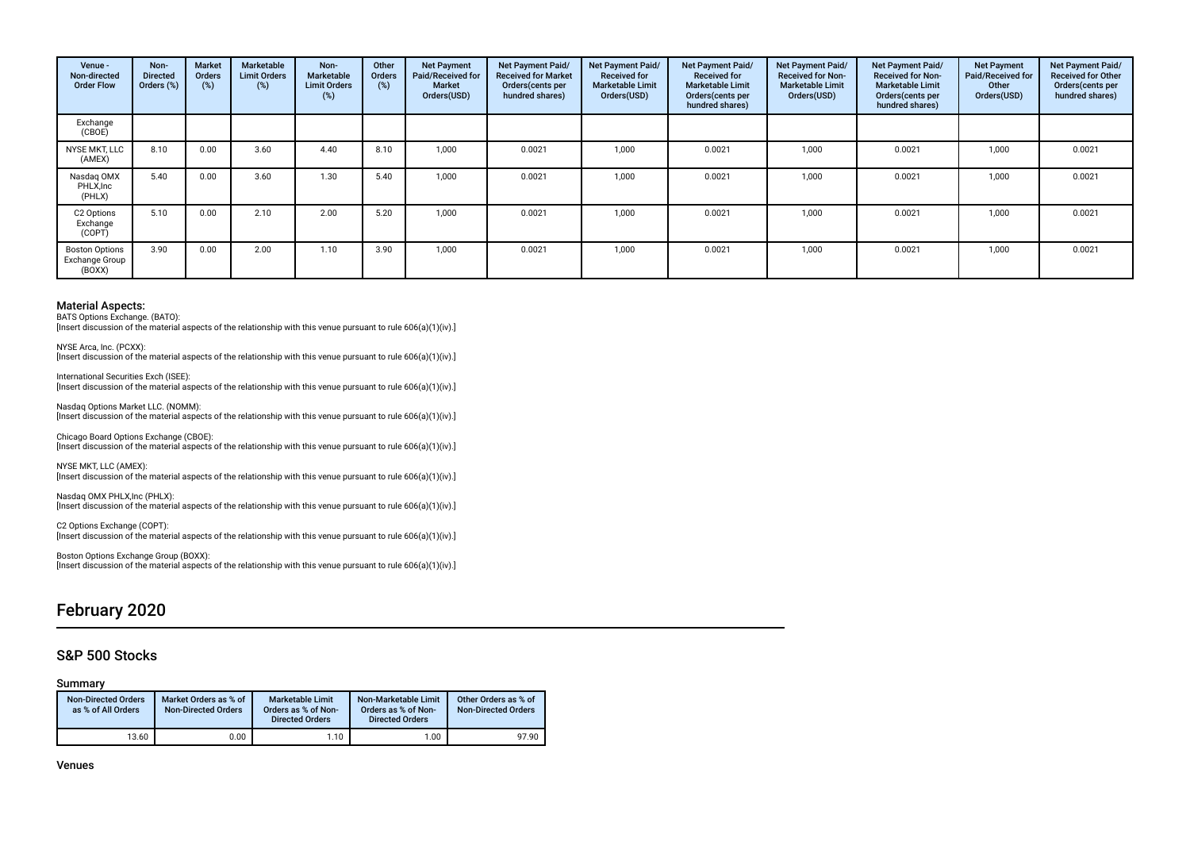| Venue - Non-directed Order Flow | Non-Directed Orders (%) | Market Orders (%) | Marketable Limit Orders (%) | Non-Marketable Limit Orders (%) | Other Orders (%) | Net Payment Paid/Received for Market Orders(USD) | Net Payment Paid/ Received for Market Orders(cents per hundred shares) | Net Payment Paid/ Received for Marketable Limit Orders(USD) | Net Payment Paid/ Received for Marketable Limit Orders(cents per hundred shares) | Net Payment Paid/ Received for Non-Marketable Limit Orders(USD) | Net Payment Paid/ Received for Non-Marketable Limit Orders(cents per hundred shares) | Net Payment Paid/Received for Other Orders(USD) | Net Payment Paid/ Received for Other Orders(cents per hundred shares) |
|---|---|---|---|---|---|---|---|---|---|---|---|---|---|
| Exchange (CBOE) | | | | | | | | | | | | | |
| NYSE MKT, LLC (AMEX) | 8.10 | 0.00 | 3.60 | 4.40 | 8.10 | 1,000 | 0.0021 | 1,000 | 0.0021 | 1,000 | 0.0021 | 1,000 | 0.0021 |
| Nasdaq OMX PHLX,Inc (PHLX) | 5.40 | 0.00 | 3.60 | 1.30 | 5.40 | 1,000 | 0.0021 | 1,000 | 0.0021 | 1,000 | 0.0021 | 1,000 | 0.0021 |
| C2 Options Exchange (COPT) | 5.10 | 0.00 | 2.10 | 2.00 | 5.20 | 1,000 | 0.0021 | 1,000 | 0.0021 | 1,000 | 0.0021 | 1,000 | 0.0021 |
| Boston Options Exchange Group (BOXX) | 3.90 | 0.00 | 2.00 | 1.10 | 3.90 | 1,000 | 0.0021 | 1,000 | 0.0021 | 1,000 | 0.0021 | 1,000 | 0.0021 |

### Material Aspects:

BATS Options Exchange. (BATO):
[Insert discussion of the material aspects of the relationship with this venue pursuant to rule 606(a)(1)(iv).]

NYSE Arca, Inc. (PCXX):
[Insert discussion of the material aspects of the relationship with this venue pursuant to rule 606(a)(1)(iv).]

International Securities Exch (ISEE):
[Insert discussion of the material aspects of the relationship with this venue pursuant to rule 606(a)(1)(iv).]

Nasdaq Options Market LLC. (NOMM):
[Insert discussion of the material aspects of the relationship with this venue pursuant to rule 606(a)(1)(iv).]

Chicago Board Options Exchange (CBOE):
[Insert discussion of the material aspects of the relationship with this venue pursuant to rule 606(a)(1)(iv).]

NYSE MKT, LLC (AMEX):
[Insert discussion of the material aspects of the relationship with this venue pursuant to rule 606(a)(1)(iv).]

Nasdaq OMX PHLX,Inc (PHLX):
[Insert discussion of the material aspects of the relationship with this venue pursuant to rule 606(a)(1)(iv).]

C2 Options Exchange (COPT):
[Insert discussion of the material aspects of the relationship with this venue pursuant to rule 606(a)(1)(iv).]

Boston Options Exchange Group (BOXX):
[Insert discussion of the material aspects of the relationship with this venue pursuant to rule 606(a)(1)(iv).]

# February 2020

## S&P 500 Stocks

### Summary

| Non-Directed Orders as % of All Orders | Market Orders as % of Non-Directed Orders | Marketable Limit Orders as % of Non-Directed Orders | Non-Marketable Limit Orders as % of Non-Directed Orders | Other Orders as % of Non-Directed Orders |
|---|---|---|---|---|
| 13.60 | 0.00 | 1.10 | 1.00 | 97.90 |

### Venues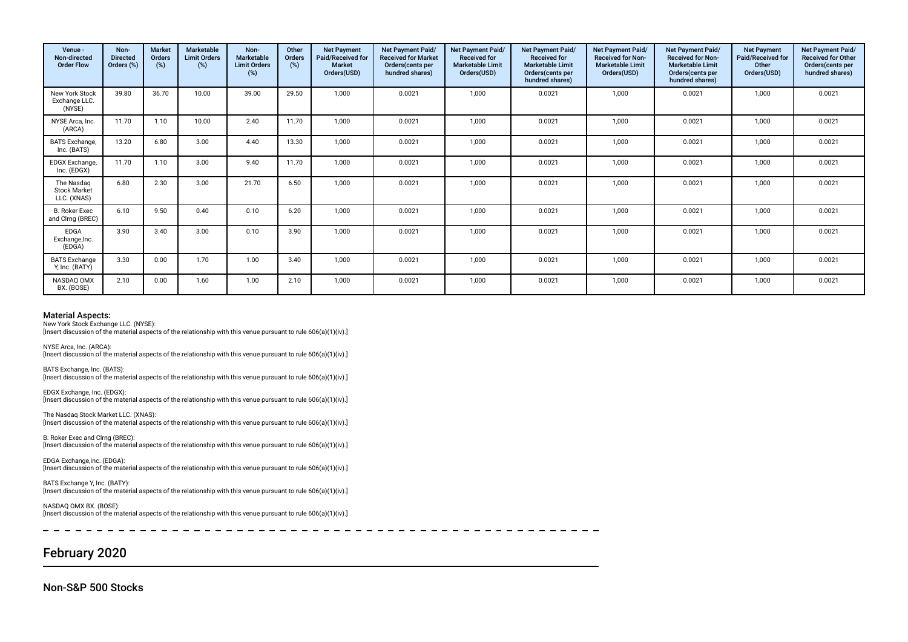| Venue - Non-directed Order Flow | Non-Directed Orders (%) | Market Orders (%) | Marketable Limit Orders (%) | Non-Marketable Limit Orders (%) | Other Orders (%) | Net Payment Paid/Received for Market Orders(USD) | Net Payment Paid/ Received for Market Orders(cents per hundred shares) | Net Payment Paid/ Received for Marketable Limit Orders(USD) | Net Payment Paid/ Received for Marketable Limit Orders(cents per hundred shares) | Net Payment Paid/ Received for Non-Marketable Limit Orders(USD) | Net Payment Paid/ Received for Non-Marketable Limit Orders(cents per hundred shares) | Net Payment Paid/Received for Other Orders(USD) | Net Payment Paid/ Received for Other Orders(cents per hundred shares) |
|---|---|---|---|---|---|---|---|---|---|---|---|---|---|
| New York Stock Exchange LLC. (NYSE) | 39.80 | 36.70 | 10.00 | 39.00 | 29.50 | 1,000 | 0.0021 | 1,000 | 0.0021 | 1,000 | 0.0021 | 1,000 | 0.0021 |
| NYSE Arca, Inc. (ARCA) | 11.70 | 1.10 | 10.00 | 2.40 | 11.70 | 1,000 | 0.0021 | 1,000 | 0.0021 | 1,000 | 0.0021 | 1,000 | 0.0021 |
| BATS Exchange, Inc. (BATS) | 13.20 | 6.80 | 3.00 | 4.40 | 13.30 | 1,000 | 0.0021 | 1,000 | 0.0021 | 1,000 | 0.0021 | 1,000 | 0.0021 |
| EDGX Exchange, Inc. (EDGX) | 11.70 | 1.10 | 3.00 | 9.40 | 11.70 | 1,000 | 0.0021 | 1,000 | 0.0021 | 1,000 | 0.0021 | 1,000 | 0.0021 |
| The Nasdaq Stock Market LLC. (XNAS) | 6.80 | 2.30 | 3.00 | 21.70 | 6.50 | 1,000 | 0.0021 | 1,000 | 0.0021 | 1,000 | 0.0021 | 1,000 | 0.0021 |
| B. Roker Exec and Clrng (BREC) | 6.10 | 9.50 | 0.40 | 0.10 | 6.20 | 1,000 | 0.0021 | 1,000 | 0.0021 | 1,000 | 0.0021 | 1,000 | 0.0021 |
| EDGA Exchange,Inc. (EDGA) | 3.90 | 3.40 | 3.00 | 0.10 | 3.90 | 1,000 | 0.0021 | 1,000 | 0.0021 | 1,000 | 0.0021 | 1,000 | 0.0021 |
| BATS Exchange Y, Inc. (BATY) | 3.30 | 0.00 | 1.70 | 1.00 | 3.40 | 1,000 | 0.0021 | 1,000 | 0.0021 | 1,000 | 0.0021 | 1,000 | 0.0021 |
| NASDAQ OMX BX. (BOSE) | 2.10 | 0.00 | 1.60 | 1.00 | 2.10 | 1,000 | 0.0021 | 1,000 | 0.0021 | 1,000 | 0.0021 | 1,000 | 0.0021 |

**Material Aspects:**

New York Stock Exchange LLC. (NYSE):
[Insert discussion of the material aspects of the relationship with this venue pursuant to rule 606(a)(1)(iv).]

NYSE Arca, Inc. (ARCA):
[Insert discussion of the material aspects of the relationship with this venue pursuant to rule 606(a)(1)(iv).]

BATS Exchange, Inc. (BATS):
[Insert discussion of the material aspects of the relationship with this venue pursuant to rule 606(a)(1)(iv).]

EDGX Exchange, Inc. (EDGX):
[Insert discussion of the material aspects of the relationship with this venue pursuant to rule 606(a)(1)(iv).]

The Nasdaq Stock Market LLC. (XNAS):
[Insert discussion of the material aspects of the relationship with this venue pursuant to rule 606(a)(1)(iv).]

B. Roker Exec and Clrng (BREC):
[Insert discussion of the material aspects of the relationship with this venue pursuant to rule 606(a)(1)(iv).]

EDGA Exchange,Inc. (EDGA):
[Insert discussion of the material aspects of the relationship with this venue pursuant to rule 606(a)(1)(iv).]

BATS Exchange Y, Inc. (BATY):
[Insert discussion of the material aspects of the relationship with this venue pursuant to rule 606(a)(1)(iv).]

NASDAQ OMX BX. (BOSE):
[Insert discussion of the material aspects of the relationship with this venue pursuant to rule 606(a)(1)(iv).]

## February 2020

### Non-S&P 500 Stocks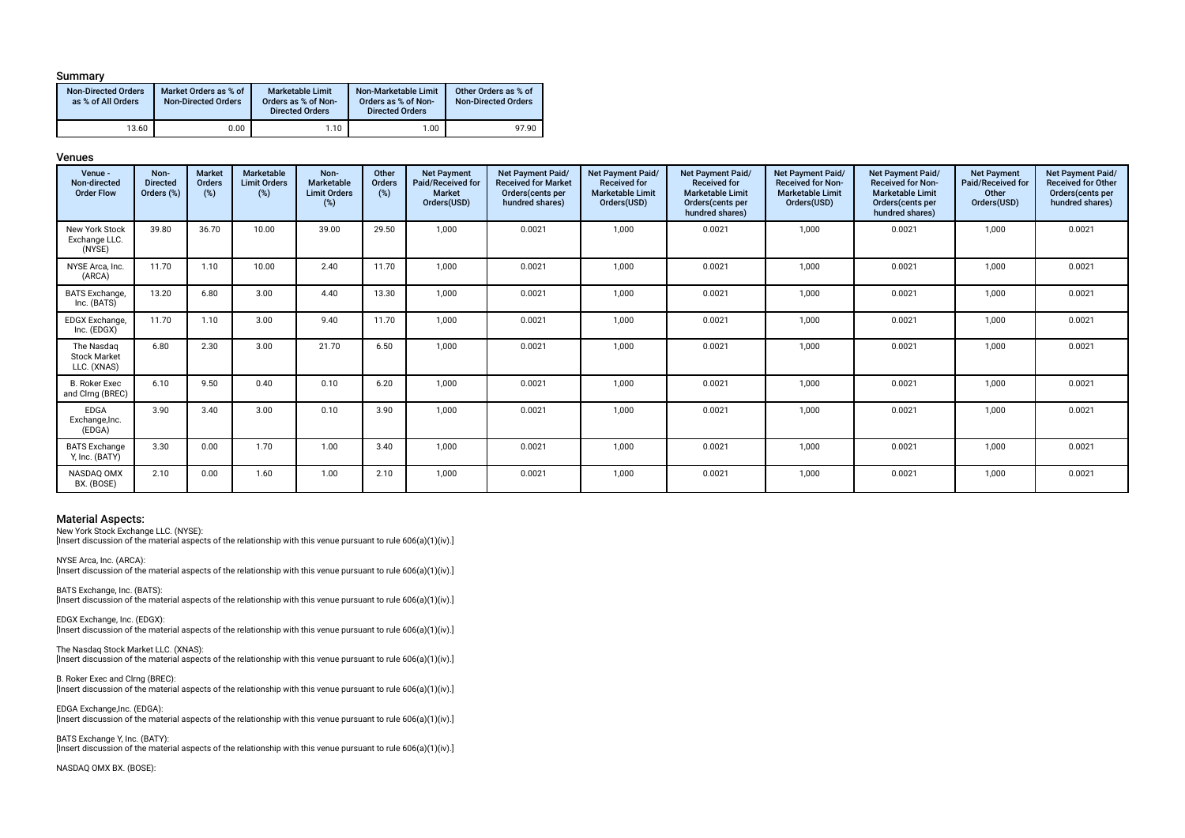### Summary

| Non-Directed Orders as % of All Orders | Market Orders as % of Non-Directed Orders | Marketable Limit Orders as % of Non-Directed Orders | Non-Marketable Limit Orders as % of Non-Directed Orders | Other Orders as % of Non-Directed Orders |
|---|---|---|---|---|
| 13.60 | 0.00 | 1.10 | 1.00 | 97.90 |

### Venues

| Venue - Non-directed Order Flow | Non-Directed Orders (%) | Market Orders (%) | Marketable Limit Orders (%) | Non-Marketable Limit Orders (%) | Other Orders (%) | Net Payment Paid/Received for Market Orders(USD) | Net Payment Paid/Received for Market Orders(cents per hundred shares) | Net Payment Paid/Received for Marketable Limit Orders(USD) | Net Payment Paid/Received for Marketable Limit Orders(cents per hundred shares) | Net Payment Paid/Received for Non-Marketable Limit Orders(USD) | Net Payment Paid/Received for Non-Marketable Limit Orders(cents per hundred shares) | Net Payment Paid/Received for Other Orders(USD) | Net Payment Paid/Received for Other Orders(cents per hundred shares) |
|---|---|---|---|---|---|---|---|---|---|---|---|---|---|
| New York Stock Exchange LLC. (NYSE) | 39.80 | 36.70 | 10.00 | 39.00 | 29.50 | 1,000 | 0.0021 | 1,000 | 0.0021 | 1,000 | 0.0021 | 1,000 | 0.0021 |
| NYSE Arca, Inc. (ARCA) | 11.70 | 1.10 | 10.00 | 2.40 | 11.70 | 1,000 | 0.0021 | 1,000 | 0.0021 | 1,000 | 0.0021 | 1,000 | 0.0021 |
| BATS Exchange, Inc. (BATS) | 13.20 | 6.80 | 3.00 | 4.40 | 13.30 | 1,000 | 0.0021 | 1,000 | 0.0021 | 1,000 | 0.0021 | 1,000 | 0.0021 |
| EDGX Exchange, Inc. (EDGX) | 11.70 | 1.10 | 3.00 | 9.40 | 11.70 | 1,000 | 0.0021 | 1,000 | 0.0021 | 1,000 | 0.0021 | 1,000 | 0.0021 |
| The Nasdaq Stock Market LLC. (XNAS) | 6.80 | 2.30 | 3.00 | 21.70 | 6.50 | 1,000 | 0.0021 | 1,000 | 0.0021 | 1,000 | 0.0021 | 1,000 | 0.0021 |
| B. Roker Exec and Clrng (BREC) | 6.10 | 9.50 | 0.40 | 0.10 | 6.20 | 1,000 | 0.0021 | 1,000 | 0.0021 | 1,000 | 0.0021 | 1,000 | 0.0021 |
| EDGA Exchange,Inc. (EDGA) | 3.90 | 3.40 | 3.00 | 0.10 | 3.90 | 1,000 | 0.0021 | 1,000 | 0.0021 | 1,000 | 0.0021 | 1,000 | 0.0021 |
| BATS Exchange Y, Inc. (BATY) | 3.30 | 0.00 | 1.70 | 1.00 | 3.40 | 1,000 | 0.0021 | 1,000 | 0.0021 | 1,000 | 0.0021 | 1,000 | 0.0021 |
| NASDAQ OMX BX. (BOSE) | 2.10 | 0.00 | 1.60 | 1.00 | 2.10 | 1,000 | 0.0021 | 1,000 | 0.0021 | 1,000 | 0.0021 | 1,000 | 0.0021 |

### Material Aspects:

New York Stock Exchange LLC. (NYSE):
[Insert discussion of the material aspects of the relationship with this venue pursuant to rule 606(a)(1)(iv).]

NYSE Arca, Inc. (ARCA):
[Insert discussion of the material aspects of the relationship with this venue pursuant to rule 606(a)(1)(iv).]

BATS Exchange, Inc. (BATS):
[Insert discussion of the material aspects of the relationship with this venue pursuant to rule 606(a)(1)(iv).]

EDGX Exchange, Inc. (EDGX):
[Insert discussion of the material aspects of the relationship with this venue pursuant to rule 606(a)(1)(iv).]

The Nasdaq Stock Market LLC. (XNAS):
[Insert discussion of the material aspects of the relationship with this venue pursuant to rule 606(a)(1)(iv).]

B. Roker Exec and Clrng (BREC):
[Insert discussion of the material aspects of the relationship with this venue pursuant to rule 606(a)(1)(iv).]

EDGA Exchange,Inc. (EDGA):
[Insert discussion of the material aspects of the relationship with this venue pursuant to rule 606(a)(1)(iv).]

BATS Exchange Y, Inc. (BATY):
[Insert discussion of the material aspects of the relationship with this venue pursuant to rule 606(a)(1)(iv).]

NASDAQ OMX BX. (BOSE):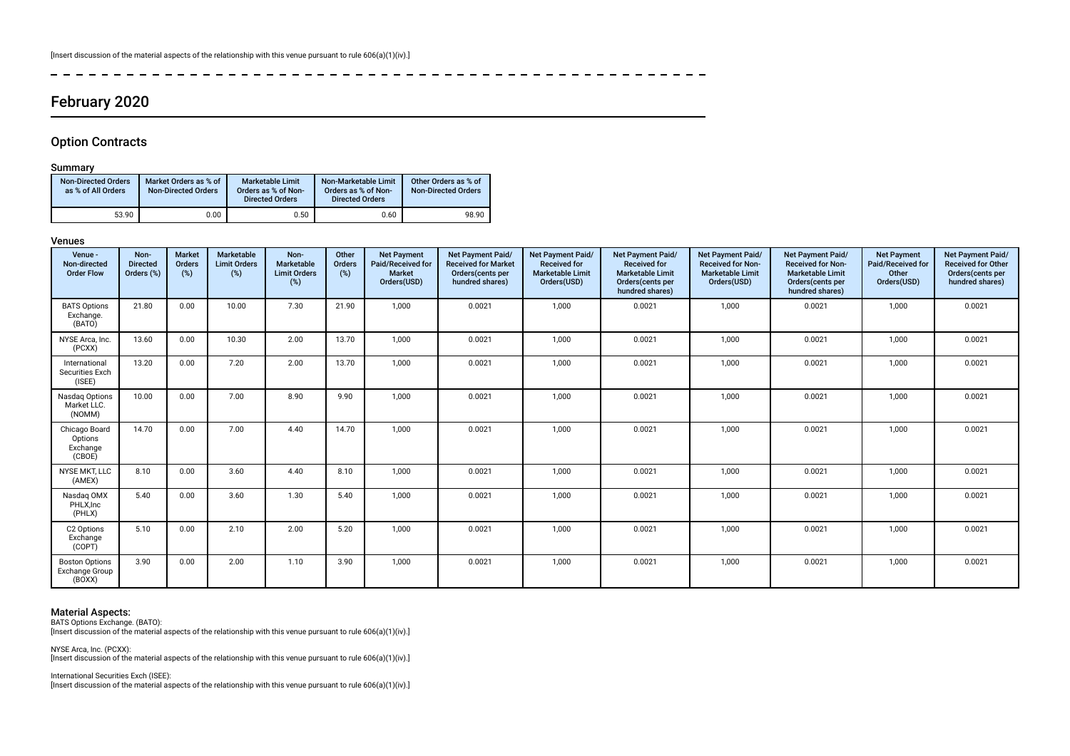[Insert discussion of the material aspects of the relationship with this venue pursuant to rule 606(a)(1)(iv).]

## February 2020

### Option Contracts

#### Summary

| Non-Directed Orders as % of All Orders | Market Orders as % of Non-Directed Orders | Marketable Limit Orders as % of Non-Directed Orders | Non-Marketable Limit Orders as % of Non-Directed Orders | Other Orders as % of Non-Directed Orders |
|---|---|---|---|---|
| 53.90 | 0.00 | 0.50 | 0.60 | 98.90 |

#### Venues

| Venue - Non-directed Order Flow | Non-Directed Orders (%) | Market Orders (%) | Marketable Limit Orders (%) | Non-Marketable Limit Orders (%) | Other Orders (%) | Net Payment Paid/Received for Market Orders(USD) | Net Payment Paid/Received for Market Orders(cents per hundred shares) | Net Payment Paid/Received for Marketable Limit Orders(USD) | Net Payment Paid/Received for Marketable Limit Orders(cents per hundred shares) | Net Payment Paid/Received for Non-Marketable Limit Orders(USD) | Net Payment Paid/Received for Non-Marketable Limit Orders(cents per hundred shares) | Net Payment Paid/Received for Other Orders(USD) | Net Payment Paid/Received for Other Orders(cents per hundred shares) |
|---|---|---|---|---|---|---|---|---|---|---|---|---|---|
| BATS Options Exchange. (BATO) | 21.80 | 0.00 | 10.00 | 7.30 | 21.90 | 1,000 | 0.0021 | 1,000 | 0.0021 | 1,000 | 0.0021 | 1,000 | 0.0021 |
| NYSE Arca, Inc. (PCXX) | 13.60 | 0.00 | 10.30 | 2.00 | 13.70 | 1,000 | 0.0021 | 1,000 | 0.0021 | 1,000 | 0.0021 | 1,000 | 0.0021 |
| International Securities Exch (ISEE) | 13.20 | 0.00 | 7.20 | 2.00 | 13.70 | 1,000 | 0.0021 | 1,000 | 0.0021 | 1,000 | 0.0021 | 1,000 | 0.0021 |
| Nasdaq Options Market LLC. (NOMM) | 10.00 | 0.00 | 7.00 | 8.90 | 9.90 | 1,000 | 0.0021 | 1,000 | 0.0021 | 1,000 | 0.0021 | 1,000 | 0.0021 |
| Chicago Board Options Exchange (CBOE) | 14.70 | 0.00 | 7.00 | 4.40 | 14.70 | 1,000 | 0.0021 | 1,000 | 0.0021 | 1,000 | 0.0021 | 1,000 | 0.0021 |
| NYSE MKT, LLC (AMEX) | 8.10 | 0.00 | 3.60 | 4.40 | 8.10 | 1,000 | 0.0021 | 1,000 | 0.0021 | 1,000 | 0.0021 | 1,000 | 0.0021 |
| Nasdaq OMX PHLX,Inc (PHLX) | 5.40 | 0.00 | 3.60 | 1.30 | 5.40 | 1,000 | 0.0021 | 1,000 | 0.0021 | 1,000 | 0.0021 | 1,000 | 0.0021 |
| C2 Options Exchange (COPT) | 5.10 | 0.00 | 2.10 | 2.00 | 5.20 | 1,000 | 0.0021 | 1,000 | 0.0021 | 1,000 | 0.0021 | 1,000 | 0.0021 |
| Boston Options Exchange Group (BOXX) | 3.90 | 0.00 | 2.00 | 1.10 | 3.90 | 1,000 | 0.0021 | 1,000 | 0.0021 | 1,000 | 0.0021 | 1,000 | 0.0021 |

#### Material Aspects:

BATS Options Exchange. (BATO):
[Insert discussion of the material aspects of the relationship with this venue pursuant to rule 606(a)(1)(iv).]

NYSE Arca, Inc. (PCXX):
[Insert discussion of the material aspects of the relationship with this venue pursuant to rule 606(a)(1)(iv).]

International Securities Exch (ISEE):
[Insert discussion of the material aspects of the relationship with this venue pursuant to rule 606(a)(1)(iv).]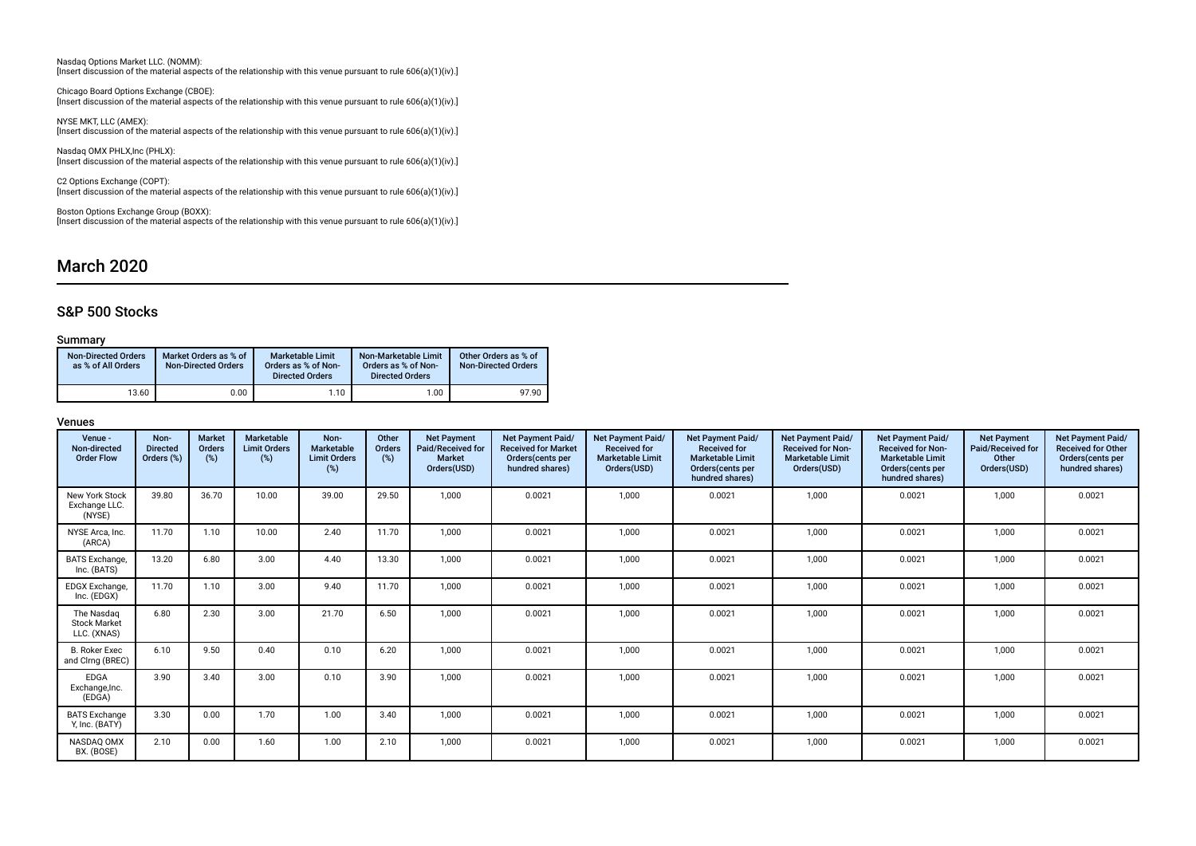Nasdaq Options Market LLC. (NOMM):
[Insert discussion of the material aspects of the relationship with this venue pursuant to rule 606(a)(1)(iv).]

Chicago Board Options Exchange (CBOE):
[Insert discussion of the material aspects of the relationship with this venue pursuant to rule 606(a)(1)(iv).]

NYSE MKT, LLC (AMEX):
[Insert discussion of the material aspects of the relationship with this venue pursuant to rule 606(a)(1)(iv).]

Nasdaq OMX PHLX,Inc (PHLX):
[Insert discussion of the material aspects of the relationship with this venue pursuant to rule 606(a)(1)(iv).]

C2 Options Exchange (COPT):
[Insert discussion of the material aspects of the relationship with this venue pursuant to rule 606(a)(1)(iv).]

Boston Options Exchange Group (BOXX):
[Insert discussion of the material aspects of the relationship with this venue pursuant to rule 606(a)(1)(iv).]

# March 2020

## S&P 500 Stocks

### Summary

| Non-Directed Orders as % of All Orders | Market Orders as % of Non-Directed Orders | Marketable Limit Orders as % of Non-Directed Orders | Non-Marketable Limit Orders as % of Non-Directed Orders | Other Orders as % of Non-Directed Orders |
|---|---|---|---|---|
| 13.60 | 0.00 | 1.10 | 1.00 | 97.90 |

### Venues

| Venue - Non-directed Order Flow | Non-Directed Orders (%) | Market Orders (%) | Marketable Limit Orders (%) | Non-Marketable Limit Orders (%) | Other Orders (%) | Net Payment Paid/Received for Market Orders(USD) | Net Payment Paid/Received for Market Orders(cents per hundred shares) | Net Payment Paid/Received for Marketable Limit Orders(USD) | Net Payment Paid/Received for Marketable Limit Orders(cents per hundred shares) | Net Payment Paid/Received for Non-Marketable Limit Orders(USD) | Net Payment Paid/Received for Non-Marketable Limit Orders(cents per hundred shares) | Net Payment Paid/Received for Other Orders(USD) | Net Payment Paid/Received for Other Orders(cents per hundred shares) |
|---|---|---|---|---|---|---|---|---|---|---|---|---|---|
| New York Stock Exchange LLC. (NYSE) | 39.80 | 36.70 | 10.00 | 39.00 | 29.50 | 1,000 | 0.0021 | 1,000 | 0.0021 | 1,000 | 0.0021 | 1,000 | 0.0021 |
| NYSE Arca, Inc. (ARCA) | 11.70 | 1.10 | 10.00 | 2.40 | 11.70 | 1,000 | 0.0021 | 1,000 | 0.0021 | 1,000 | 0.0021 | 1,000 | 0.0021 |
| BATS Exchange, Inc. (BATS) | 13.20 | 6.80 | 3.00 | 4.40 | 13.30 | 1,000 | 0.0021 | 1,000 | 0.0021 | 1,000 | 0.0021 | 1,000 | 0.0021 |
| EDGX Exchange, Inc. (EDGX) | 11.70 | 1.10 | 3.00 | 9.40 | 11.70 | 1,000 | 0.0021 | 1,000 | 0.0021 | 1,000 | 0.0021 | 1,000 | 0.0021 |
| The Nasdaq Stock Market LLC. (XNAS) | 6.80 | 2.30 | 3.00 | 21.70 | 6.50 | 1,000 | 0.0021 | 1,000 | 0.0021 | 1,000 | 0.0021 | 1,000 | 0.0021 |
| B. Roker Exec and Clrng (BREC) | 6.10 | 9.50 | 0.40 | 0.10 | 6.20 | 1,000 | 0.0021 | 1,000 | 0.0021 | 1,000 | 0.0021 | 1,000 | 0.0021 |
| EDGA Exchange,Inc. (EDGA) | 3.90 | 3.40 | 3.00 | 0.10 | 3.90 | 1,000 | 0.0021 | 1,000 | 0.0021 | 1,000 | 0.0021 | 1,000 | 0.0021 |
| BATS Exchange Y, Inc. (BATY) | 3.30 | 0.00 | 1.70 | 1.00 | 3.40 | 1,000 | 0.0021 | 1,000 | 0.0021 | 1,000 | 0.0021 | 1,000 | 0.0021 |
| NASDAQ OMX BX. (BOSE) | 2.10 | 0.00 | 1.60 | 1.00 | 2.10 | 1,000 | 0.0021 | 1,000 | 0.0021 | 1,000 | 0.0021 | 1,000 | 0.0021 |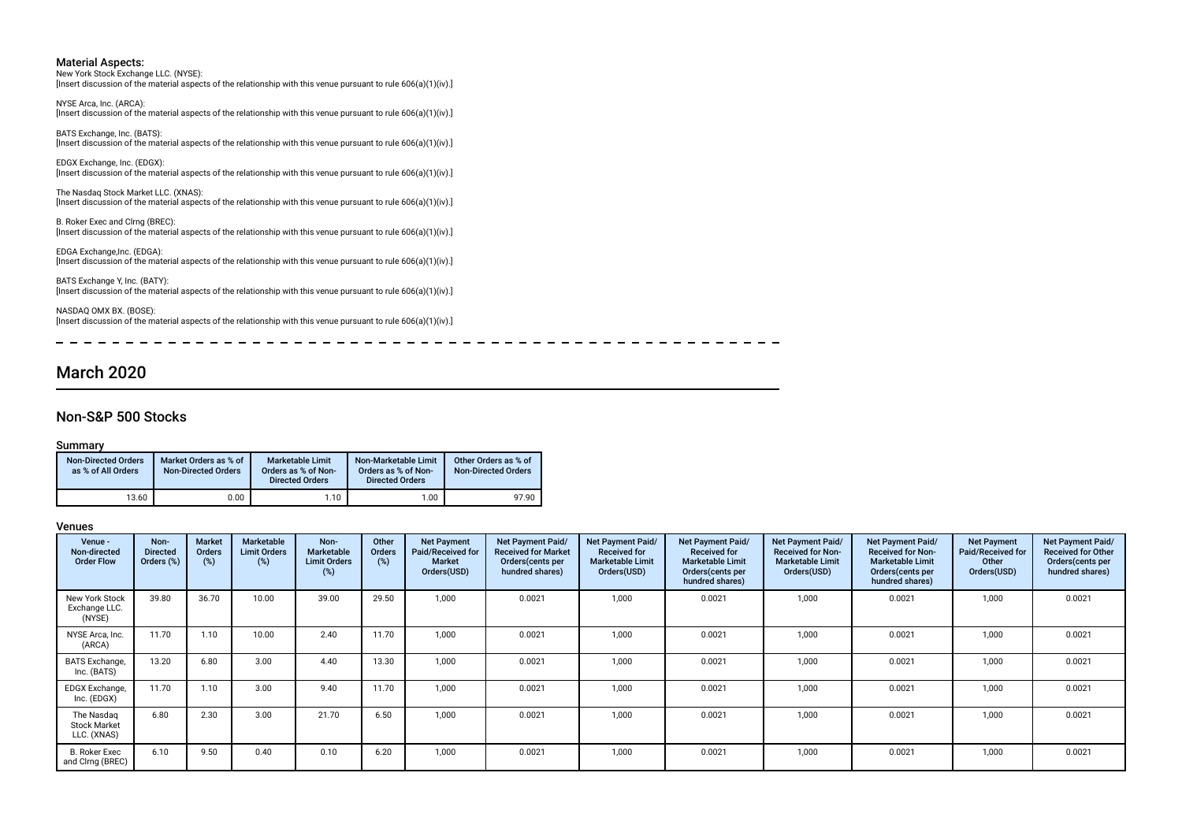### Material Aspects:

New York Stock Exchange LLC. (NYSE):
[Insert discussion of the material aspects of the relationship with this venue pursuant to rule 606(a)(1)(iv).]

NYSE Arca, Inc. (ARCA):
[Insert discussion of the material aspects of the relationship with this venue pursuant to rule 606(a)(1)(iv).]

BATS Exchange, Inc. (BATS):
[Insert discussion of the material aspects of the relationship with this venue pursuant to rule 606(a)(1)(iv).]

EDGX Exchange, Inc. (EDGX):
[Insert discussion of the material aspects of the relationship with this venue pursuant to rule 606(a)(1)(iv).]

The Nasdaq Stock Market LLC. (XNAS):
[Insert discussion of the material aspects of the relationship with this venue pursuant to rule 606(a)(1)(iv).]

B. Roker Exec and Clrng (BREC):
[Insert discussion of the material aspects of the relationship with this venue pursuant to rule 606(a)(1)(iv).]

EDGA Exchange,Inc. (EDGA):
[Insert discussion of the material aspects of the relationship with this venue pursuant to rule 606(a)(1)(iv).]

BATS Exchange Y, Inc. (BATY):
[Insert discussion of the material aspects of the relationship with this venue pursuant to rule 606(a)(1)(iv).]

NASDAQ OMX BX. (BOSE):
[Insert discussion of the material aspects of the relationship with this venue pursuant to rule 606(a)(1)(iv).]

## March 2020

### Non-S&P 500 Stocks

#### Summary

| Non-Directed Orders as % of All Orders | Market Orders as % of Non-Directed Orders | Marketable Limit Orders as % of Non-Directed Orders | Non-Marketable Limit Orders as % of Non-Directed Orders | Other Orders as % of Non-Directed Orders |
|---|---|---|---|---|
| 13.60 | 0.00 | 1.10 | 1.00 | 97.90 |

#### Venues

| Venue - Non-directed Order Flow | Non-Directed Orders (%) | Market Orders (%) | Marketable Limit Orders (%) | Non-Marketable Limit Orders (%) | Other Orders (%) | Net Payment Paid/Received for Market Orders(USD) | Net Payment Paid/Received for Market Orders(cents per hundred shares) | Net Payment Paid/Received for Marketable Limit Orders(USD) | Net Payment Paid/Received for Marketable Limit Orders(cents per hundred shares) | Net Payment Paid/Received for Non-Marketable Limit Orders(USD) | Net Payment Paid/Received for Non-Marketable Limit Orders(cents per hundred shares) | Net Payment Paid/Received for Other Orders(USD) | Net Payment Paid/Received for Other Orders(cents per hundred shares) |
|---|---|---|---|---|---|---|---|---|---|---|---|---|---|
| New York Stock Exchange LLC. (NYSE) | 39.80 | 36.70 | 10.00 | 39.00 | 29.50 | 1,000 | 0.0021 | 1,000 | 0.0021 | 1,000 | 0.0021 | 1,000 | 0.0021 |
| NYSE Arca, Inc. (ARCA) | 11.70 | 1.10 | 10.00 | 2.40 | 11.70 | 1,000 | 0.0021 | 1,000 | 0.0021 | 1,000 | 0.0021 | 1,000 | 0.0021 |
| BATS Exchange, Inc. (BATS) | 13.20 | 6.80 | 3.00 | 4.40 | 13.30 | 1,000 | 0.0021 | 1,000 | 0.0021 | 1,000 | 0.0021 | 1,000 | 0.0021 |
| EDGX Exchange, Inc. (EDGX) | 11.70 | 1.10 | 3.00 | 9.40 | 11.70 | 1,000 | 0.0021 | 1,000 | 0.0021 | 1,000 | 0.0021 | 1,000 | 0.0021 |
| The Nasdaq Stock Market LLC. (XNAS) | 6.80 | 2.30 | 3.00 | 21.70 | 6.50 | 1,000 | 0.0021 | 1,000 | 0.0021 | 1,000 | 0.0021 | 1,000 | 0.0021 |
| B. Roker Exec and Clrng (BREC) | 6.10 | 9.50 | 0.40 | 0.10 | 6.20 | 1,000 | 0.0021 | 1,000 | 0.0021 | 1,000 | 0.0021 | 1,000 | 0.0021 |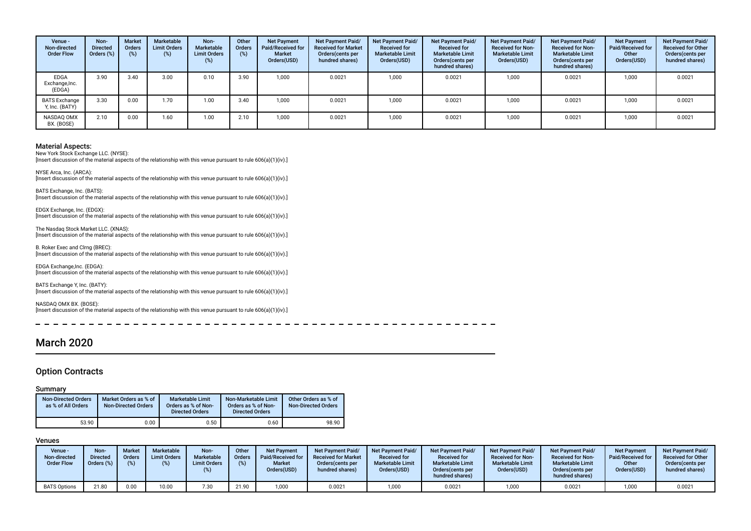| Venue - Non-directed Order Flow | Non-Directed Orders (%) | Market Orders (%) | Marketable Limit Orders (%) | Non-Marketable Limit Orders (%) | Other Orders (%) | Net Payment Paid/Received for Market Orders(USD) | Net Payment Paid/Received for Market Orders(cents per hundred shares) | Net Payment Paid/Received for Marketable Limit Orders(USD) | Net Payment Paid/Received for Marketable Limit Orders(cents per hundred shares) | Net Payment Paid/Received for Non-Marketable Limit Orders(USD) | Net Payment Paid/Received for Non-Marketable Limit Orders(cents per hundred shares) | Net Payment Paid/Received for Other Orders(USD) | Net Payment Paid/Received for Other Orders(cents per hundred shares) |
|---|---|---|---|---|---|---|---|---|---|---|---|---|---|
| EDGA Exchange,Inc. (EDGA) | 3.90 | 3.40 | 3.00 | 0.10 | 3.90 | 1,000 | 0.0021 | 1,000 | 0.0021 | 1,000 | 0.0021 | 1,000 | 0.0021 |
| BATS Exchange Y, Inc. (BATY) | 3.30 | 0.00 | 1.70 | 1.00 | 3.40 | 1,000 | 0.0021 | 1,000 | 0.0021 | 1,000 | 0.0021 | 1,000 | 0.0021 |
| NASDAQ OMX BX. (BOSE) | 2.10 | 0.00 | 1.60 | 1.00 | 2.10 | 1,000 | 0.0021 | 1,000 | 0.0021 | 1,000 | 0.0021 | 1,000 | 0.0021 |

**Material Aspects:**

New York Stock Exchange LLC. (NYSE):
[Insert discussion of the material aspects of the relationship with this venue pursuant to rule 606(a)(1)(iv).]

NYSE Arca, Inc. (ARCA):
[Insert discussion of the material aspects of the relationship with this venue pursuant to rule 606(a)(1)(iv).]

BATS Exchange, Inc. (BATS):
[Insert discussion of the material aspects of the relationship with this venue pursuant to rule 606(a)(1)(iv).]

EDGX Exchange, Inc. (EDGX):
[Insert discussion of the material aspects of the relationship with this venue pursuant to rule 606(a)(1)(iv).]

The Nasdaq Stock Market LLC. (XNAS):
[Insert discussion of the material aspects of the relationship with this venue pursuant to rule 606(a)(1)(iv).]

B. Roker Exec and Clrng (BREC):
[Insert discussion of the material aspects of the relationship with this venue pursuant to rule 606(a)(1)(iv).]

EDGA Exchange,Inc. (EDGA):
[Insert discussion of the material aspects of the relationship with this venue pursuant to rule 606(a)(1)(iv).]

BATS Exchange Y, Inc. (BATY):
[Insert discussion of the material aspects of the relationship with this venue pursuant to rule 606(a)(1)(iv).]

NASDAQ OMX BX. (BOSE):
[Insert discussion of the material aspects of the relationship with this venue pursuant to rule 606(a)(1)(iv).]

# March 2020

## Option Contracts

### Summary

| Non-Directed Orders as % of All Orders | Market Orders as % of Non-Directed Orders | Marketable Limit Orders as % of Non-Directed Orders | Non-Marketable Limit Orders as % of Non-Directed Orders | Other Orders as % of Non-Directed Orders |
|---|---|---|---|---|
| 53.90 | 0.00 | 0.50 | 0.60 | 98.90 |

### Venues

| Venue - Non-directed Order Flow | Non-Directed Orders (%) | Market Orders (%) | Marketable Limit Orders (%) | Non-Marketable Limit Orders (%) | Other Orders (%) | Net Payment Paid/Received for Market Orders(USD) | Net Payment Paid/Received for Market Orders(cents per hundred shares) | Net Payment Paid/Received for Marketable Limit Orders(USD) | Net Payment Paid/Received for Marketable Limit Orders(cents per hundred shares) | Net Payment Paid/Received for Non-Marketable Limit Orders(USD) | Net Payment Paid/Received for Non-Marketable Limit Orders(cents per hundred shares) | Net Payment Paid/Received for Other Orders(USD) | Net Payment Paid/Received for Other Orders(cents per hundred shares) |
|---|---|---|---|---|---|---|---|---|---|---|---|---|---|
| BATS Options | 21.80 | 0.00 | 10.00 | 7.30 | 21.90 | 1,000 | 0.0021 | 1,000 | 0.0021 | 1,000 | 0.0021 | 1,000 | 0.0021 |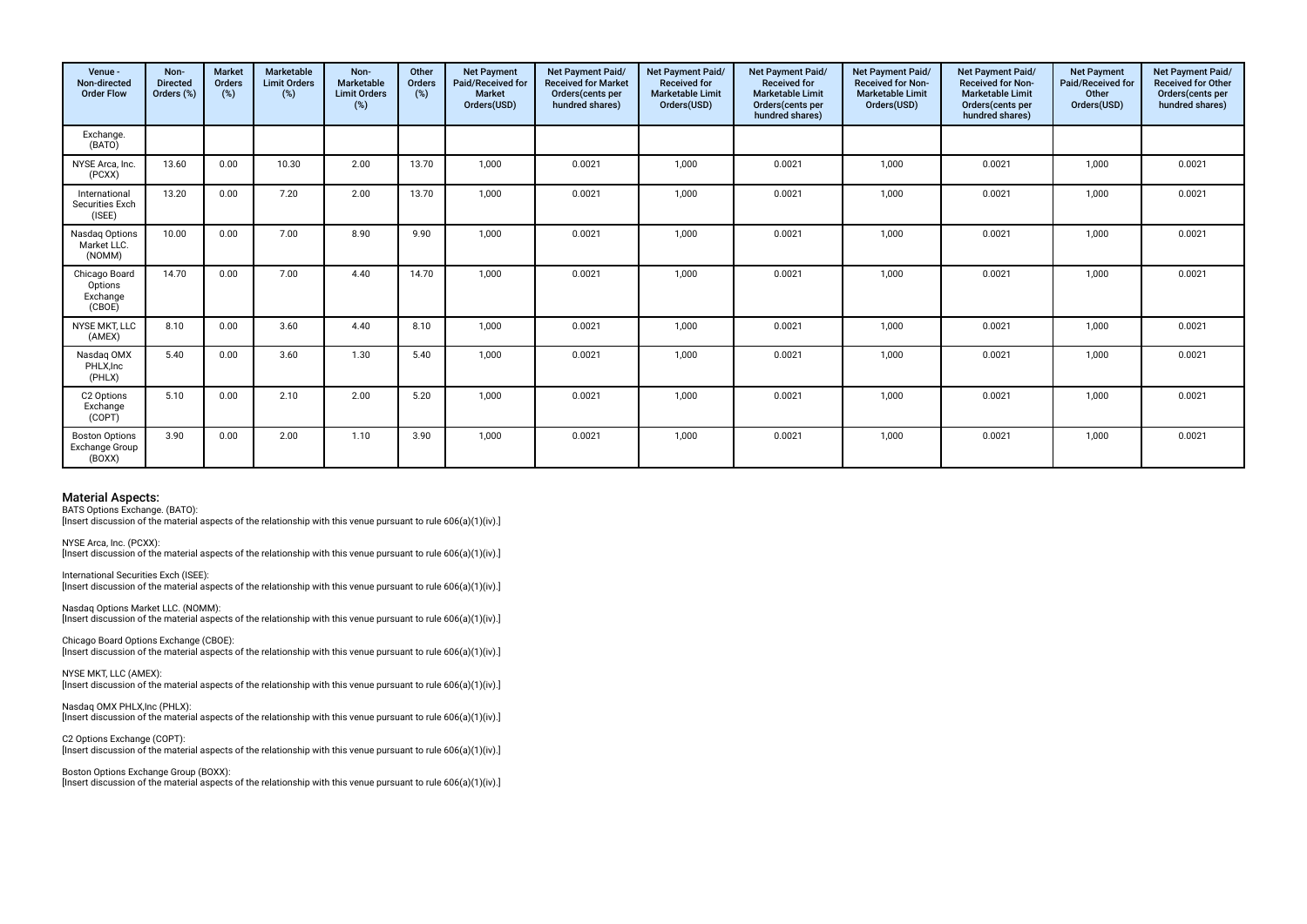| Venue - Non-directed Order Flow | Non-Directed Orders (%) | Market Orders (%) | Marketable Limit Orders (%) | Non-Marketable Limit Orders (%) | Other Orders (%) | Net Payment Paid/Received for Market Orders(USD) | Net Payment Paid/ Received for Market Orders(cents per hundred shares) | Net Payment Paid/ Received for Marketable Limit Orders(USD) | Net Payment Paid/ Received for Marketable Limit Orders(cents per hundred shares) | Net Payment Paid/ Received for Non-Marketable Limit Orders(USD) | Net Payment Paid/ Received for Non-Marketable Limit Orders(cents per hundred shares) | Net Payment Paid/Received for Other Orders(USD) | Net Payment Paid/ Received for Other Orders(cents per hundred shares) |
|---|---|---|---|---|---|---|---|---|---|---|---|---|---|
| Exchange. (BATO) | | | | | | | | | | | | | |
| NYSE Arca, Inc. (PCXX) | 13.60 | 0.00 | 10.30 | 2.00 | 13.70 | 1,000 | 0.0021 | 1,000 | 0.0021 | 1,000 | 0.0021 | 1,000 | 0.0021 |
| International Securities Exch (ISEE) | 13.20 | 0.00 | 7.20 | 2.00 | 13.70 | 1,000 | 0.0021 | 1,000 | 0.0021 | 1,000 | 0.0021 | 1,000 | 0.0021 |
| Nasdaq Options Market LLC. (NOMM) | 10.00 | 0.00 | 7.00 | 8.90 | 9.90 | 1,000 | 0.0021 | 1,000 | 0.0021 | 1,000 | 0.0021 | 1,000 | 0.0021 |
| Chicago Board Options Exchange (CBOE) | 14.70 | 0.00 | 7.00 | 4.40 | 14.70 | 1,000 | 0.0021 | 1,000 | 0.0021 | 1,000 | 0.0021 | 1,000 | 0.0021 |
| NYSE MKT, LLC (AMEX) | 8.10 | 0.00 | 3.60 | 4.40 | 8.10 | 1,000 | 0.0021 | 1,000 | 0.0021 | 1,000 | 0.0021 | 1,000 | 0.0021 |
| Nasdaq OMX PHLX,Inc (PHLX) | 5.40 | 0.00 | 3.60 | 1.30 | 5.40 | 1,000 | 0.0021 | 1,000 | 0.0021 | 1,000 | 0.0021 | 1,000 | 0.0021 |
| C2 Options Exchange (COPT) | 5.10 | 0.00 | 2.10 | 2.00 | 5.20 | 1,000 | 0.0021 | 1,000 | 0.0021 | 1,000 | 0.0021 | 1,000 | 0.0021 |
| Boston Options Exchange Group (BOXX) | 3.90 | 0.00 | 2.00 | 1.10 | 3.90 | 1,000 | 0.0021 | 1,000 | 0.0021 | 1,000 | 0.0021 | 1,000 | 0.0021 |

## Material Aspects:

BATS Options Exchange. (BATO):
[Insert discussion of the material aspects of the relationship with this venue pursuant to rule 606(a)(1)(iv).]

NYSE Arca, Inc. (PCXX):
[Insert discussion of the material aspects of the relationship with this venue pursuant to rule 606(a)(1)(iv).]

International Securities Exch (ISEE):
[Insert discussion of the material aspects of the relationship with this venue pursuant to rule 606(a)(1)(iv).]

Nasdaq Options Market LLC. (NOMM):
[Insert discussion of the material aspects of the relationship with this venue pursuant to rule 606(a)(1)(iv).]

Chicago Board Options Exchange (CBOE):
[Insert discussion of the material aspects of the relationship with this venue pursuant to rule 606(a)(1)(iv).]

NYSE MKT, LLC (AMEX):
[Insert discussion of the material aspects of the relationship with this venue pursuant to rule 606(a)(1)(iv).]

Nasdaq OMX PHLX,Inc (PHLX):
[Insert discussion of the material aspects of the relationship with this venue pursuant to rule 606(a)(1)(iv).]

C2 Options Exchange (COPT):
[Insert discussion of the material aspects of the relationship with this venue pursuant to rule 606(a)(1)(iv).]

Boston Options Exchange Group (BOXX):
[Insert discussion of the material aspects of the relationship with this venue pursuant to rule 606(a)(1)(iv).]